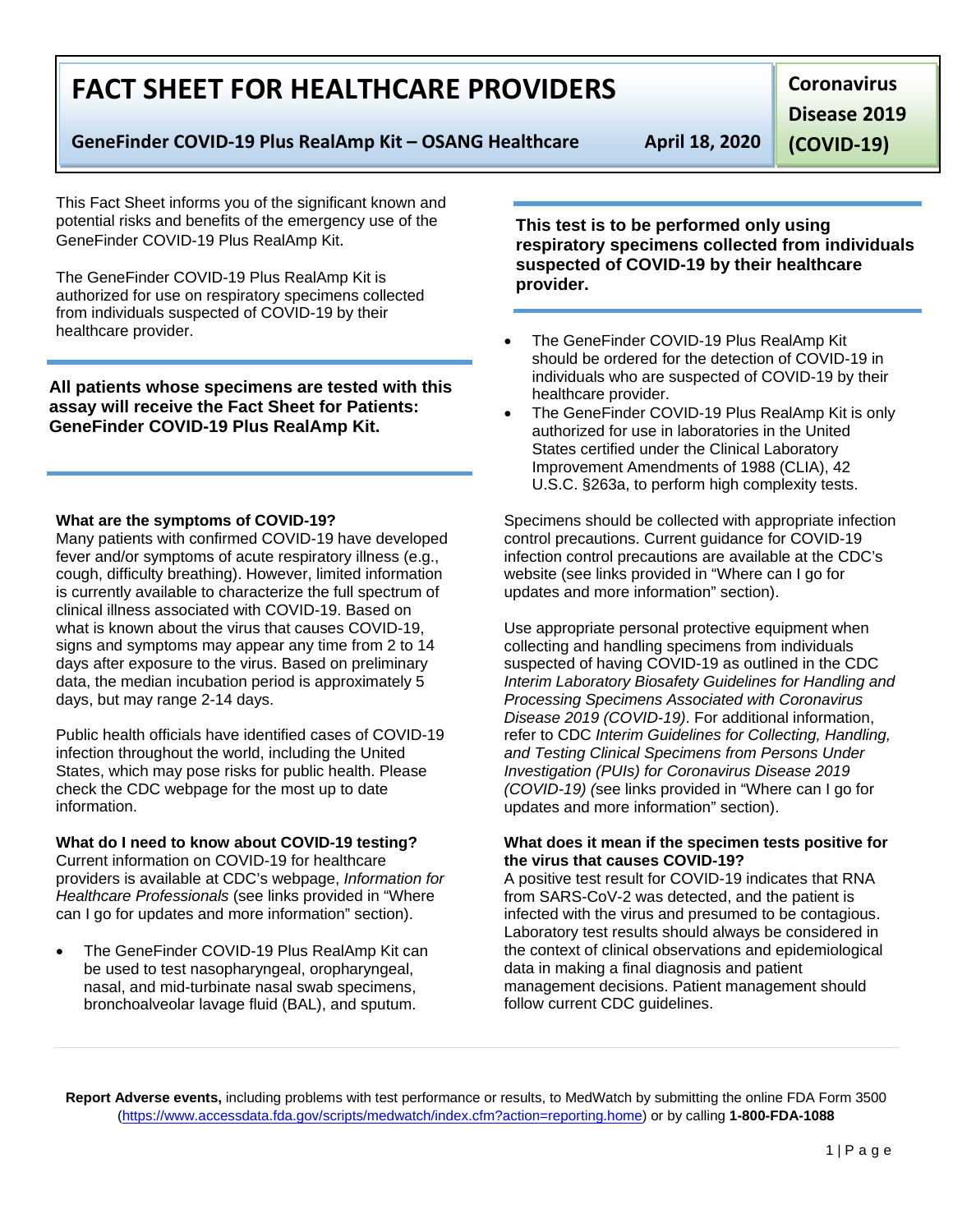# FACT SHEET FOR HEALTHCARE PROVIDERS

**GeneFinder COVID-19 Plus RealAmp Kit – OSANG Healthcare** **April 18, 2020**

**Coronavirus Disease 2019 (COVID-19)**

This Fact Sheet informs you of the significant known and potential risks and benefits of the emergency use of the GeneFinder COVID-19 Plus RealAmp Kit.

The GeneFinder COVID-19 Plus RealAmp Kit is authorized for use on respiratory specimens collected from individuals suspected of COVID-19 by their healthcare provider.

**All patients whose specimens are tested with this assay will receive the Fact Sheet for Patients: GeneFinder COVID-19 Plus RealAmp Kit.**

**What are the symptoms of COVID-19?**
Many patients with confirmed COVID-19 have developed fever and/or symptoms of acute respiratory illness (e.g., cough, difficulty breathing). However, limited information is currently available to characterize the full spectrum of clinical illness associated with COVID-19. Based on what is known about the virus that causes COVID-19, signs and symptoms may appear any time from 2 to 14 days after exposure to the virus. Based on preliminary data, the median incubation period is approximately 5 days, but may range 2-14 days.

Public health officials have identified cases of COVID-19 infection throughout the world, including the United States, which may pose risks for public health. Please check the CDC webpage for the most up to date information.

**What do I need to know about COVID-19 testing?**
Current information on COVID-19 for healthcare providers is available at CDC's webpage, *Information for Healthcare Professionals* (see links provided in "Where can I go for updates and more information" section).

- The GeneFinder COVID-19 Plus RealAmp Kit can be used to test nasopharyngeal, oropharyngeal, nasal, and mid-turbinate nasal swab specimens, bronchoalveolar lavage fluid (BAL), and sputum.

**This test is to be performed only using respiratory specimens collected from individuals suspected of COVID-19 by their healthcare provider.**

- The GeneFinder COVID-19 Plus RealAmp Kit should be ordered for the detection of COVID-19 in individuals who are suspected of COVID-19 by their healthcare provider.
- The GeneFinder COVID-19 Plus RealAmp Kit is only authorized for use in laboratories in the United States certified under the Clinical Laboratory Improvement Amendments of 1988 (CLIA), 42 U.S.C. §263a, to perform high complexity tests.

Specimens should be collected with appropriate infection control precautions. Current guidance for COVID-19 infection control precautions are available at the CDC's website (see links provided in "Where can I go for updates and more information" section).

Use appropriate personal protective equipment when collecting and handling specimens from individuals suspected of having COVID-19 as outlined in the CDC *Interim Laboratory Biosafety Guidelines for Handling and Processing Specimens Associated with Coronavirus Disease 2019 (COVID-19)*. For additional information, refer to CDC *Interim Guidelines for Collecting, Handling, and Testing Clinical Specimens from Persons Under Investigation (PUIs) for Coronavirus Disease 2019 (COVID-19) (*see links provided in "Where can I go for updates and more information" section).

**What does it mean if the specimen tests positive for the virus that causes COVID-19?**
A positive test result for COVID-19 indicates that RNA from SARS-CoV-2 was detected, and the patient is infected with the virus and presumed to be contagious. Laboratory test results should always be considered in the context of clinical observations and epidemiological data in making a final diagnosis and patient management decisions. Patient management should follow current CDC guidelines.

**Report Adverse events,** including problems with test performance or results, to MedWatch by submitting the online FDA Form 3500 (https://www.accessdata.fda.gov/scripts/medwatch/index.cfm?action=reporting.home) or by calling **1-800-FDA-1088**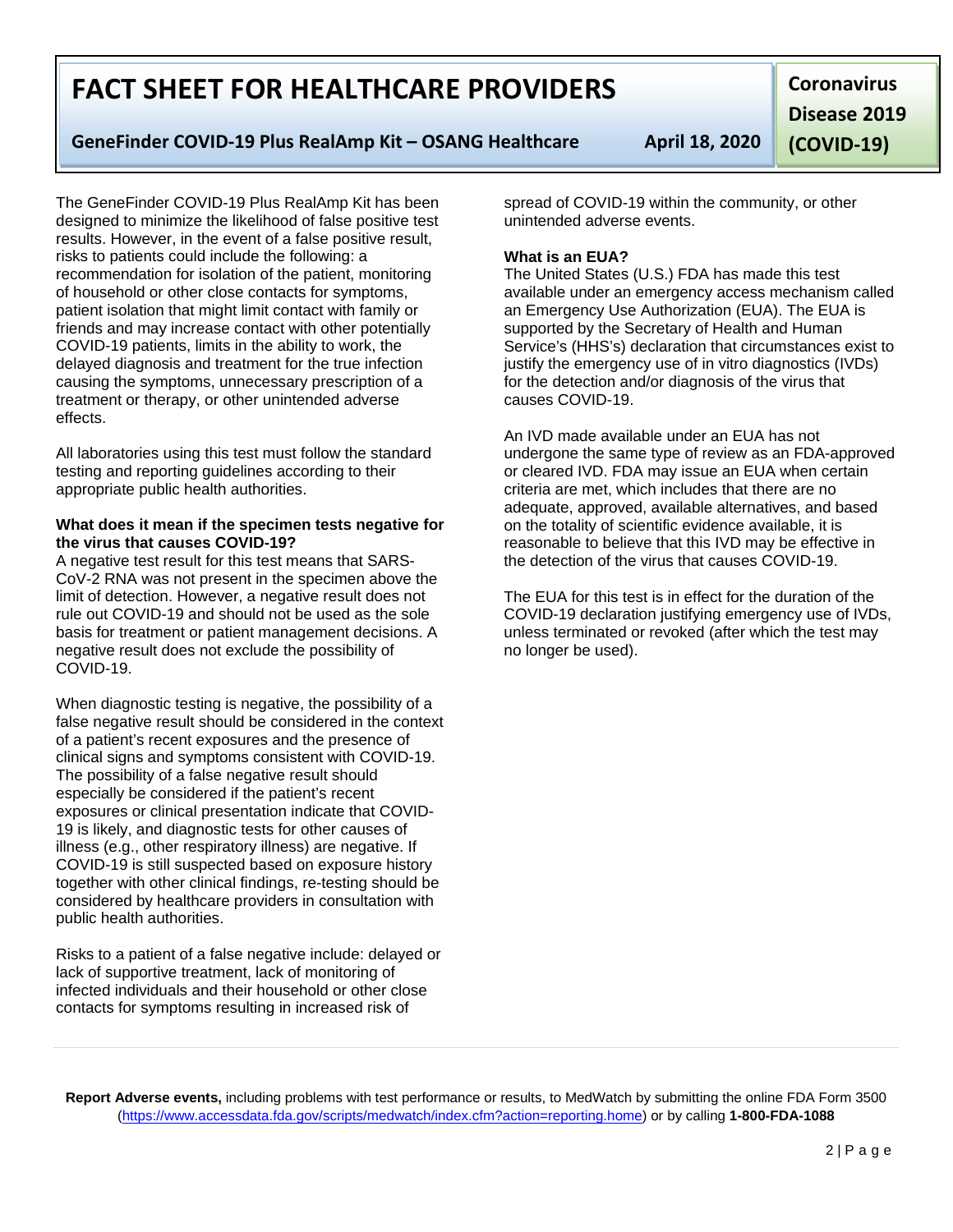The GeneFinder COVID-19 Plus RealAmp Kit has been designed to minimize the likelihood of false positive test results. However, in the event of a false positive result, risks to patients could include the following: a recommendation for isolation of the patient, monitoring of household or other close contacts for symptoms, patient isolation that might limit contact with family or friends and may increase contact with other potentially COVID-19 patients, limits in the ability to work, the delayed diagnosis and treatment for the true infection causing the symptoms, unnecessary prescription of a treatment or therapy, or other unintended adverse effects.

All laboratories using this test must follow the standard testing and reporting guidelines according to their appropriate public health authorities.

**What does it mean if the specimen tests negative for the virus that causes COVID-19?**

A negative test result for this test means that SARS-CoV-2 RNA was not present in the specimen above the limit of detection. However, a negative result does not rule out COVID-19 and should not be used as the sole basis for treatment or patient management decisions. A negative result does not exclude the possibility of COVID-19.

When diagnostic testing is negative, the possibility of a false negative result should be considered in the context of a patient's recent exposures and the presence of clinical signs and symptoms consistent with COVID-19. The possibility of a false negative result should especially be considered if the patient's recent exposures or clinical presentation indicate that COVID-19 is likely, and diagnostic tests for other causes of illness (e.g., other respiratory illness) are negative. If COVID-19 is still suspected based on exposure history together with other clinical findings, re-testing should be considered by healthcare providers in consultation with public health authorities.

Risks to a patient of a false negative include: delayed or lack of supportive treatment, lack of monitoring of infected individuals and their household or other close contacts for symptoms resulting in increased risk of spread of COVID-19 within the community, or other unintended adverse events.

**What is an EUA?**

The United States (U.S.) FDA has made this test available under an emergency access mechanism called an Emergency Use Authorization (EUA). The EUA is supported by the Secretary of Health and Human Service's (HHS's) declaration that circumstances exist to justify the emergency use of in vitro diagnostics (IVDs) for the detection and/or diagnosis of the virus that causes COVID-19.

An IVD made available under an EUA has not undergone the same type of review as an FDA-approved or cleared IVD. FDA may issue an EUA when certain criteria are met, which includes that there are no adequate, approved, available alternatives, and based on the totality of scientific evidence available, it is reasonable to believe that this IVD may be effective in the detection of the virus that causes COVID-19.

The EUA for this test is in effect for the duration of the COVID-19 declaration justifying emergency use of IVDs, unless terminated or revoked (after which the test may no longer be used).

**Report Adverse events,** including problems with test performance or results, to MedWatch by submitting the online FDA Form 3500 (https://www.accessdata.fda.gov/scripts/medwatch/index.cfm?action=reporting.home) or by calling **1-800-FDA-1088**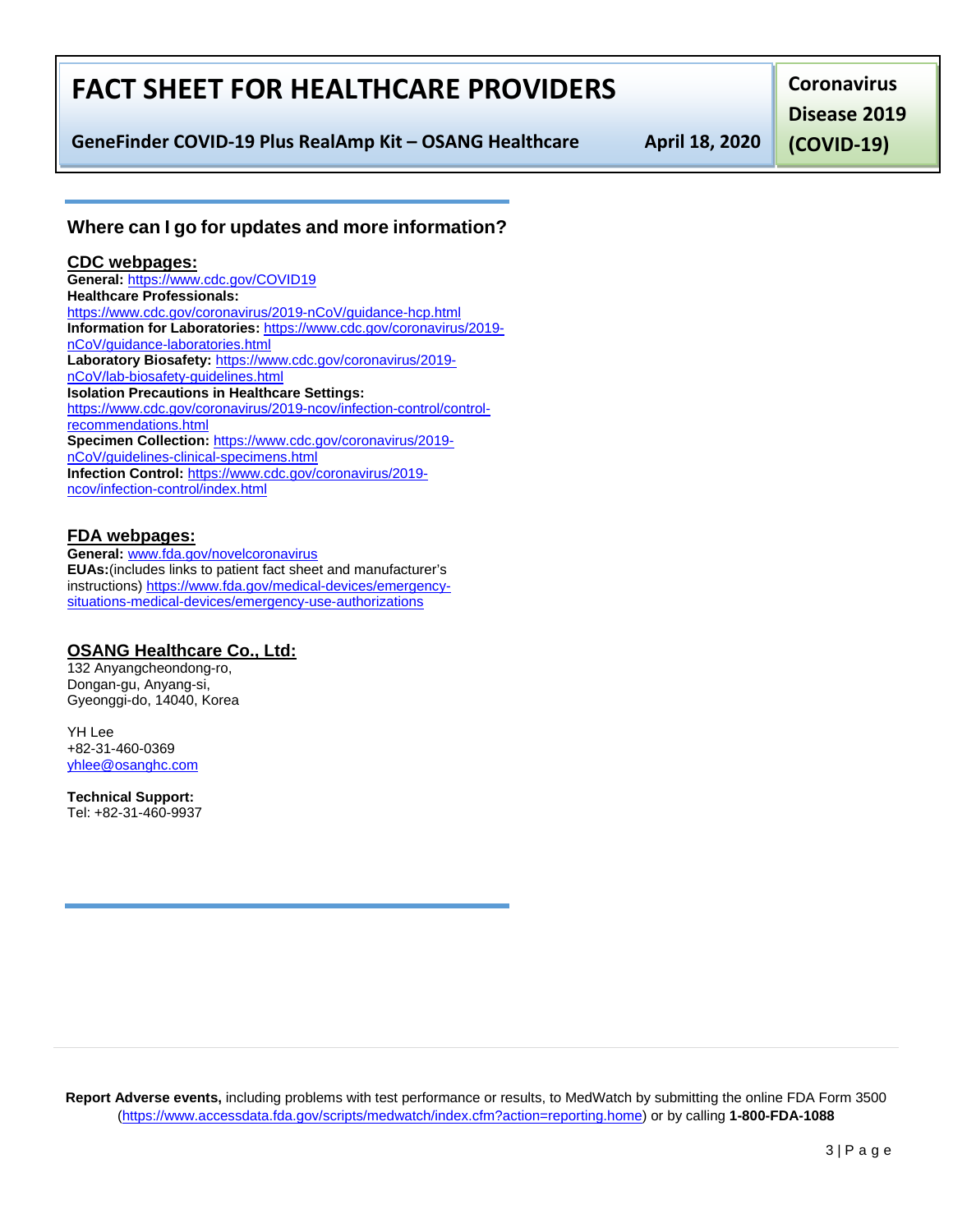## Where can I go for updates and more information?

### CDC webpages:

**General:** https://www.cdc.gov/COVID19
**Healthcare Professionals:**
https://www.cdc.gov/coronavirus/2019-nCoV/guidance-hcp.html
**Information for Laboratories:** https://www.cdc.gov/coronavirus/2019-nCoV/guidance-laboratories.html
**Laboratory Biosafety:** https://www.cdc.gov/coronavirus/2019-nCoV/lab-biosafety-guidelines.html
**Isolation Precautions in Healthcare Settings:**
https://www.cdc.gov/coronavirus/2019-ncov/infection-control/control-recommendations.html
**Specimen Collection:** https://www.cdc.gov/coronavirus/2019-nCoV/guidelines-clinical-specimens.html
**Infection Control:** https://www.cdc.gov/coronavirus/2019-ncov/infection-control/index.html

### FDA webpages:

**General:** www.fda.gov/novelcoronavirus
**EUAs:**(includes links to patient fact sheet and manufacturer's instructions) https://www.fda.gov/medical-devices/emergency-situations-medical-devices/emergency-use-authorizations

### OSANG Healthcare Co., Ltd:

132 Anyangcheondong-ro,
Dongan-gu, Anyang-si,
Gyeonggi-do, 14040, Korea

YH Lee
+82-31-460-0369
yhlee@osanghc.com

**Technical Support:**
Tel: +82-31-460-9937

**Report Adverse events,** including problems with test performance or results, to MedWatch by submitting the online FDA Form 3500 (https://www.accessdata.fda.gov/scripts/medwatch/index.cfm?action=reporting.home) or by calling **1-800-FDA-1088**